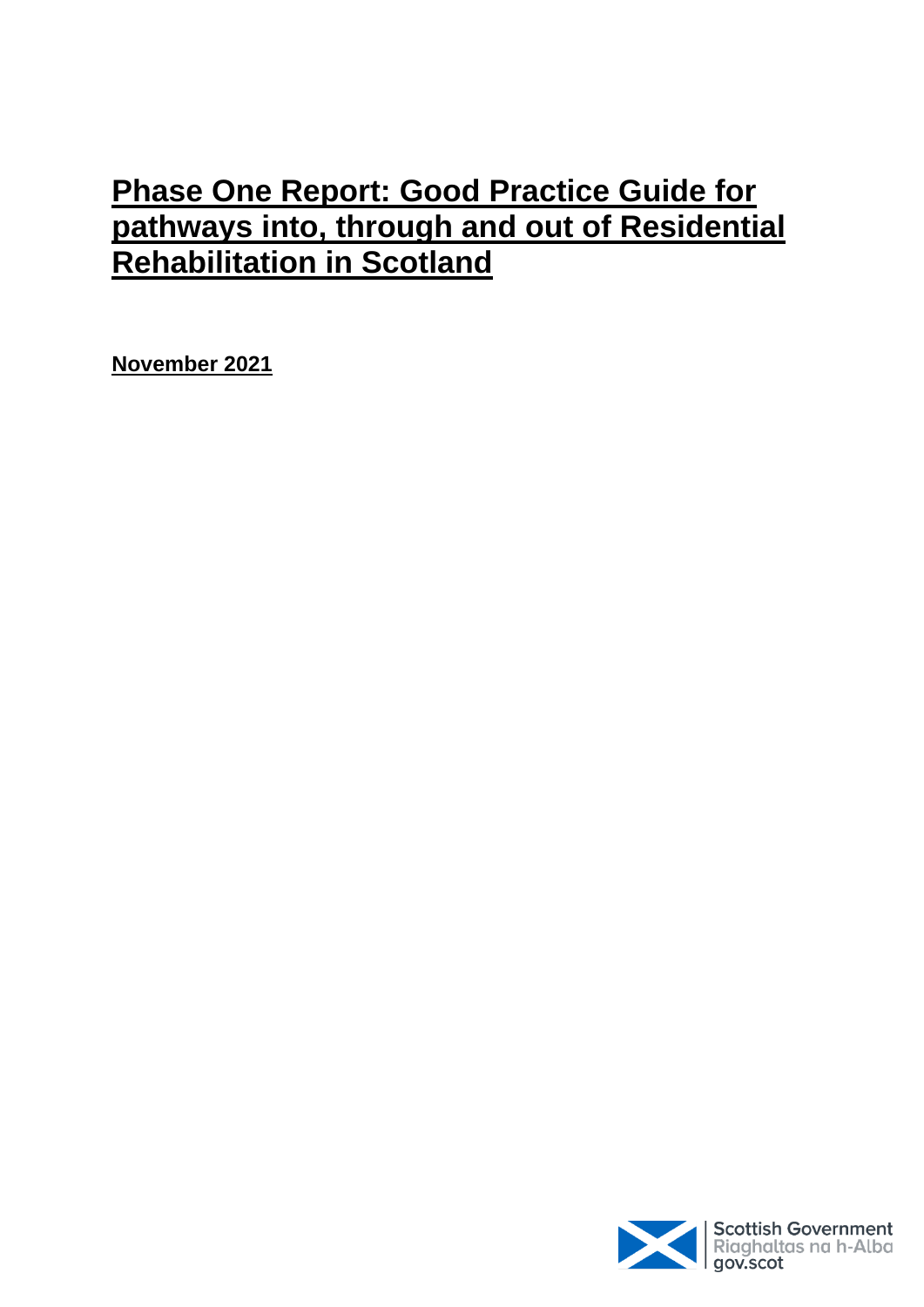# Phase One Report: Good Practice Guide for pathways into, through and out of Residential Rehabilitation in Scotland

**November 2021**

Scottish Government
Riaghaltas na h-Alba
gov.scot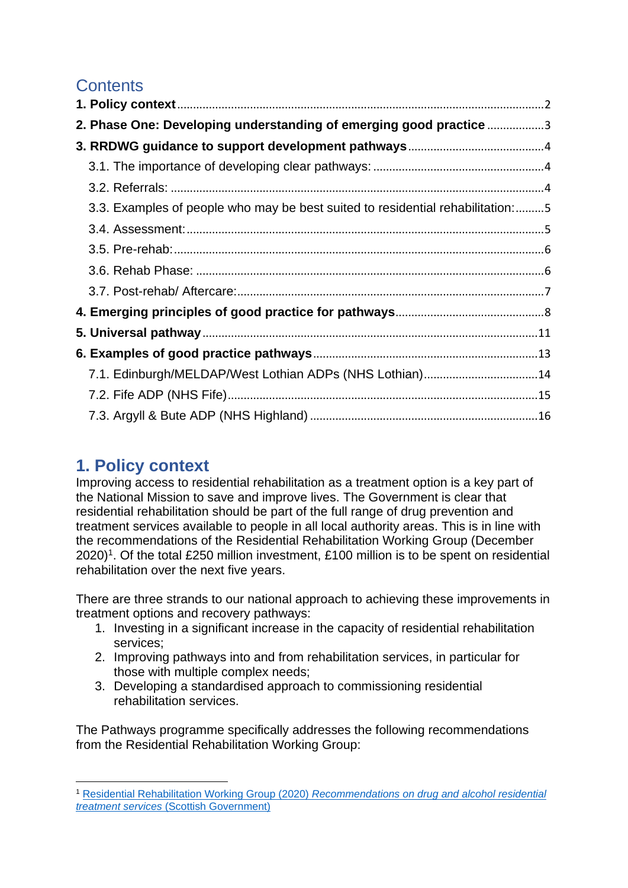# Contents

**1. Policy context** .................................................. 2
**2. Phase One: Developing understanding of emerging good practice** .................. 3
**3. RRDWG guidance to support development pathways** .................. 4
  3.1. The importance of developing clear pathways: .................. 4
  3.2. Referrals: .................. 4
  3.3. Examples of people who may be best suited to residential rehabilitation: .................. 5
  3.4. Assessment: .................. 5
  3.5. Pre-rehab: .................. 6
  3.6. Rehab Phase: .................. 6
  3.7. Post-rehab/ Aftercare: .................. 7
**4. Emerging principles of good practice for pathways** .................. 8
**5. Universal pathway** .................. 11
**6. Examples of good practice pathways** .................. 13
  7.1. Edinburgh/MELDAP/West Lothian ADPs (NHS Lothian) .................. 14
  7.2. Fife ADP (NHS Fife) .................. 15
  7.3. Argyll & Bute ADP (NHS Highland) .................. 16

# 1. Policy context

Improving access to residential rehabilitation as a treatment option is a key part of the National Mission to save and improve lives. The Government is clear that residential rehabilitation should be part of the full range of drug prevention and treatment services available to people in all local authority areas. This is in line with the recommendations of the Residential Rehabilitation Working Group (December 2020)[1]. Of the total £250 million investment, £100 million is to be spent on residential rehabilitation over the next five years.

There are three strands to our national approach to achieving these improvements in treatment options and recovery pathways:

1. Investing in a significant increase in the capacity of residential rehabilitation services;
2. Improving pathways into and from rehabilitation services, in particular for those with multiple complex needs;
3. Developing a standardised approach to commissioning residential rehabilitation services.

The Pathways programme specifically addresses the following recommendations from the Residential Rehabilitation Working Group:

[1] Residential Rehabilitation Working Group (2020) *Recommendations on drug and alcohol residential treatment services* (Scottish Government)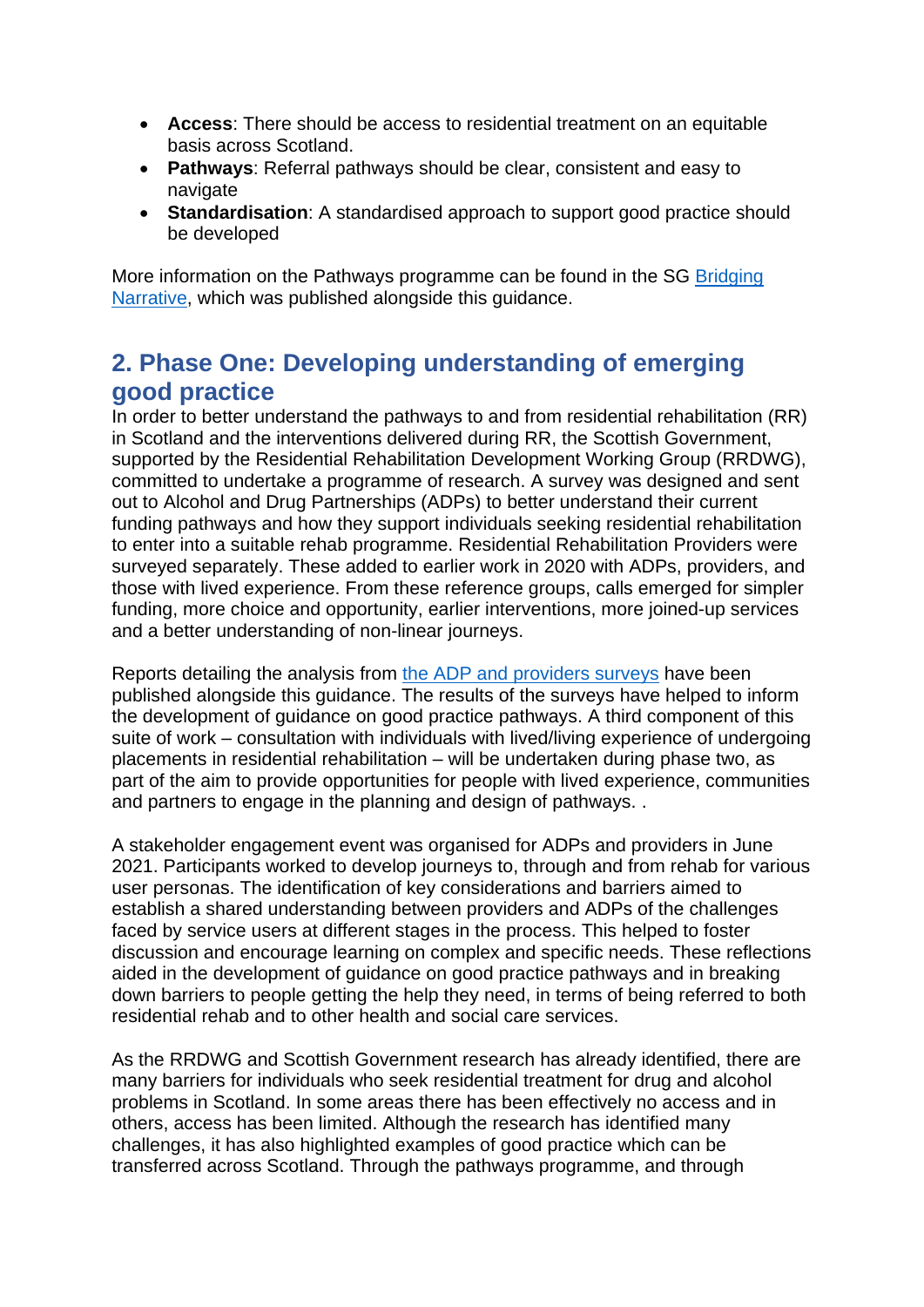- **Access**: There should be access to residential treatment on an equitable basis across Scotland.
- **Pathways**: Referral pathways should be clear, consistent and easy to navigate
- **Standardisation**: A standardised approach to support good practice should be developed

More information on the Pathways programme can be found in the SG Bridging Narrative, which was published alongside this guidance.

## 2. Phase One: Developing understanding of emerging good practice

In order to better understand the pathways to and from residential rehabilitation (RR) in Scotland and the interventions delivered during RR, the Scottish Government, supported by the Residential Rehabilitation Development Working Group (RRDWG), committed to undertake a programme of research. A survey was designed and sent out to Alcohol and Drug Partnerships (ADPs) to better understand their current funding pathways and how they support individuals seeking residential rehabilitation to enter into a suitable rehab programme. Residential Rehabilitation Providers were surveyed separately. These added to earlier work in 2020 with ADPs, providers, and those with lived experience. From these reference groups, calls emerged for simpler funding, more choice and opportunity, earlier interventions, more joined-up services and a better understanding of non-linear journeys.

Reports detailing the analysis from the ADP and providers surveys have been published alongside this guidance. The results of the surveys have helped to inform the development of guidance on good practice pathways. A third component of this suite of work – consultation with individuals with lived/living experience of undergoing placements in residential rehabilitation – will be undertaken during phase two, as part of the aim to provide opportunities for people with lived experience, communities and partners to engage in the planning and design of pathways. .

A stakeholder engagement event was organised for ADPs and providers in June 2021. Participants worked to develop journeys to, through and from rehab for various user personas. The identification of key considerations and barriers aimed to establish a shared understanding between providers and ADPs of the challenges faced by service users at different stages in the process. This helped to foster discussion and encourage learning on complex and specific needs. These reflections aided in the development of guidance on good practice pathways and in breaking down barriers to people getting the help they need, in terms of being referred to both residential rehab and to other health and social care services.

As the RRDWG and Scottish Government research has already identified, there are many barriers for individuals who seek residential treatment for drug and alcohol problems in Scotland. In some areas there has been effectively no access and in others, access has been limited. Although the research has identified many challenges, it has also highlighted examples of good practice which can be transferred across Scotland. Through the pathways programme, and through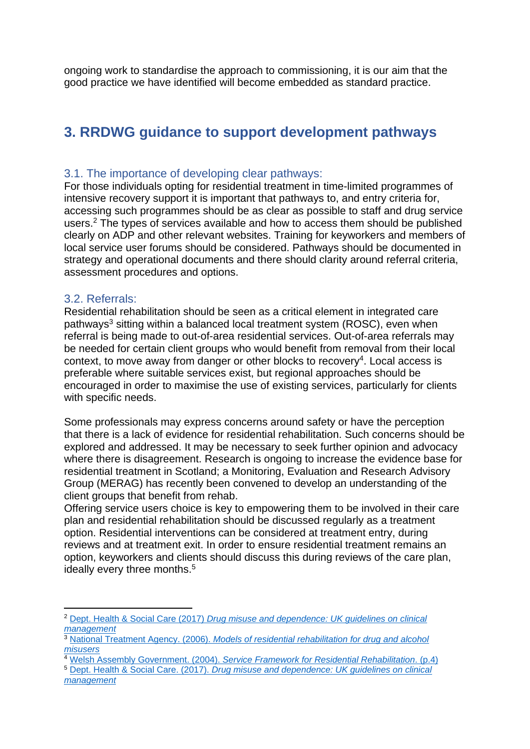ongoing work to standardise the approach to commissioning, it is our aim that the good practice we have identified will become embedded as standard practice.

## 3. RRDWG guidance to support development pathways

### 3.1. The importance of developing clear pathways:

For those individuals opting for residential treatment in time-limited programmes of intensive recovery support it is important that pathways to, and entry criteria for, accessing such programmes should be as clear as possible to staff and drug service users.[2] The types of services available and how to access them should be published clearly on ADP and other relevant websites. Training for keyworkers and members of local service user forums should be considered. Pathways should be documented in strategy and operational documents and there should clarity around referral criteria, assessment procedures and options.

### 3.2. Referrals:

Residential rehabilitation should be seen as a critical element in integrated care pathways[3] sitting within a balanced local treatment system (ROSC), even when referral is being made to out-of-area residential services. Out-of-area referrals may be needed for certain client groups who would benefit from removal from their local context, to move away from danger or other blocks to recovery[4]. Local access is preferable where suitable services exist, but regional approaches should be encouraged in order to maximise the use of existing services, particularly for clients with specific needs.

Some professionals may express concerns around safety or have the perception that there is a lack of evidence for residential rehabilitation. Such concerns should be explored and addressed. It may be necessary to seek further opinion and advocacy where there is disagreement. Research is ongoing to increase the evidence base for residential treatment in Scotland; a Monitoring, Evaluation and Research Advisory Group (MERAG) has recently been convened to develop an understanding of the client groups that benefit from rehab.
Offering service users choice is key to empowering them to be involved in their care plan and residential rehabilitation should be discussed regularly as a treatment option. Residential interventions can be considered at treatment entry, during reviews and at treatment exit. In order to ensure residential treatment remains an option, keyworkers and clients should discuss this during reviews of the care plan, ideally every three months.[5]

---

[2] Dept. Health & Social Care (2017) *Drug misuse and dependence: UK guidelines on clinical management*

[3] National Treatment Agency. (2006). *Models of residential rehabilitation for drug and alcohol misusers*

[4] Welsh Assembly Government. (2004). *Service Framework for Residential Rehabilitation*. (p.4)

[5] Dept. Health & Social Care. (2017). *Drug misuse and dependence: UK guidelines on clinical management*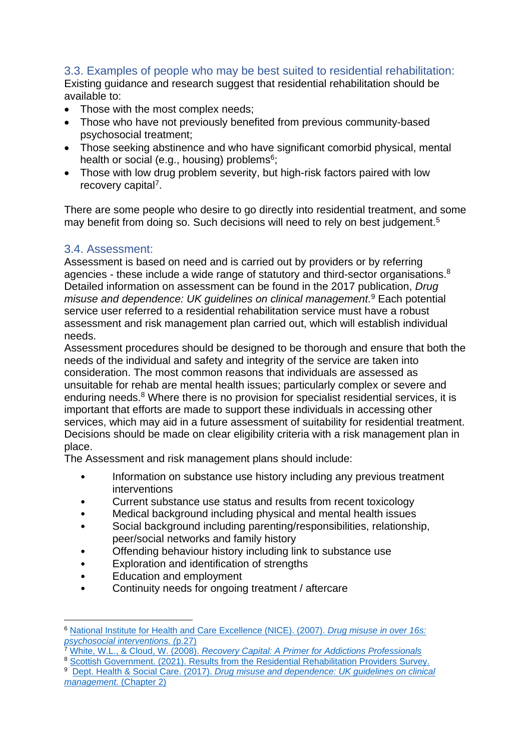### 3.3. Examples of people who may be best suited to residential rehabilitation:

Existing guidance and research suggest that residential rehabilitation should be available to:

- Those with the most complex needs;
- Those who have not previously benefited from previous community-based psychosocial treatment;
- Those seeking abstinence and who have significant comorbid physical, mental health or social (e.g., housing) problems[6];
- Those with low drug problem severity, but high-risk factors paired with low recovery capital[7].

There are some people who desire to go directly into residential treatment, and some may benefit from doing so. Such decisions will need to rely on best judgement.[5]

### 3.4. Assessment:

Assessment is based on need and is carried out by providers or by referring agencies - these include a wide range of statutory and third-sector organisations.[8] Detailed information on assessment can be found in the 2017 publication, *Drug misuse and dependence: UK guidelines on clinical management.*[9] Each potential service user referred to a residential rehabilitation service must have a robust assessment and risk management plan carried out, which will establish individual needs.

Assessment procedures should be designed to be thorough and ensure that both the needs of the individual and safety and integrity of the service are taken into consideration. The most common reasons that individuals are assessed as unsuitable for rehab are mental health issues; particularly complex or severe and enduring needs.[8] Where there is no provision for specialist residential services, it is important that efforts are made to support these individuals in accessing other services, which may aid in a future assessment of suitability for residential treatment. Decisions should be made on clear eligibility criteria with a risk management plan in place.

The Assessment and risk management plans should include:

- Information on substance use history including any previous treatment interventions
- Current substance use status and results from recent toxicology
- Medical background including physical and mental health issues
- Social background including parenting/responsibilities, relationship, peer/social networks and family history
- Offending behaviour history including link to substance use
- Exploration and identification of strengths
- Education and employment
- Continuity needs for ongoing treatment / aftercare

---

[6] National Institute for Health and Care Excellence (NICE). (2007). *Drug misuse in over 16s: psychosocial interventions.* (p.27)

[7] White, W.L., & Cloud, W. (2008). *Recovery Capital: A Primer for Addictions Professionals*

[8] Scottish Government. (2021). Results from the Residential Rehabilitation Providers Survey.

[9] Dept. Health & Social Care. (2017). *Drug misuse and dependence: UK guidelines on clinical management.* (Chapter 2)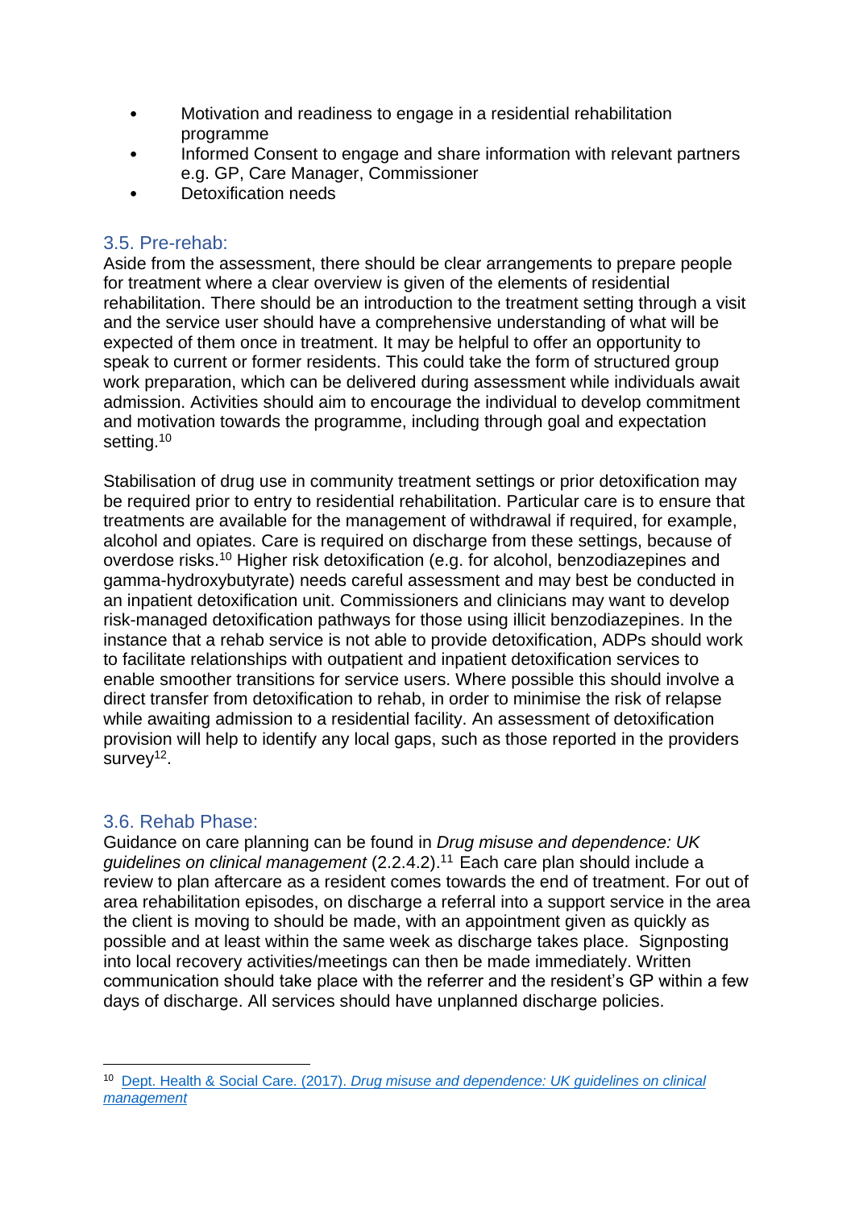- Motivation and readiness to engage in a residential rehabilitation programme
- Informed Consent to engage and share information with relevant partners e.g. GP, Care Manager, Commissioner
- Detoxification needs

### 3.5. Pre-rehab:

Aside from the assessment, there should be clear arrangements to prepare people for treatment where a clear overview is given of the elements of residential rehabilitation. There should be an introduction to the treatment setting through a visit and the service user should have a comprehensive understanding of what will be expected of them once in treatment. It may be helpful to offer an opportunity to speak to current or former residents. This could take the form of structured group work preparation, which can be delivered during assessment while individuals await admission. Activities should aim to encourage the individual to develop commitment and motivation towards the programme, including through goal and expectation setting.[10]

Stabilisation of drug use in community treatment settings or prior detoxification may be required prior to entry to residential rehabilitation. Particular care is to ensure that treatments are available for the management of withdrawal if required, for example, alcohol and opiates. Care is required on discharge from these settings, because of overdose risks.[10] Higher risk detoxification (e.g. for alcohol, benzodiazepines and gamma-hydroxybutyrate) needs careful assessment and may best be conducted in an inpatient detoxification unit. Commissioners and clinicians may want to develop risk-managed detoxification pathways for those using illicit benzodiazepines. In the instance that a rehab service is not able to provide detoxification, ADPs should work to facilitate relationships with outpatient and inpatient detoxification services to enable smoother transitions for service users. Where possible this should involve a direct transfer from detoxification to rehab, in order to minimise the risk of relapse while awaiting admission to a residential facility. An assessment of detoxification provision will help to identify any local gaps, such as those reported in the providers survey[12].

### 3.6. Rehab Phase:

Guidance on care planning can be found in *Drug misuse and dependence: UK guidelines on clinical management* (2.2.4.2).[11] Each care plan should include a review to plan aftercare as a resident comes towards the end of treatment. For out of area rehabilitation episodes, on discharge a referral into a support service in the area the client is moving to should be made, with an appointment given as quickly as possible and at least within the same week as discharge takes place. Signposting into local recovery activities/meetings can then be made immediately. Written communication should take place with the referrer and the resident's GP within a few days of discharge. All services should have unplanned discharge policies.

---

[10] Dept. Health & Social Care. (2017). *Drug misuse and dependence: UK guidelines on clinical management*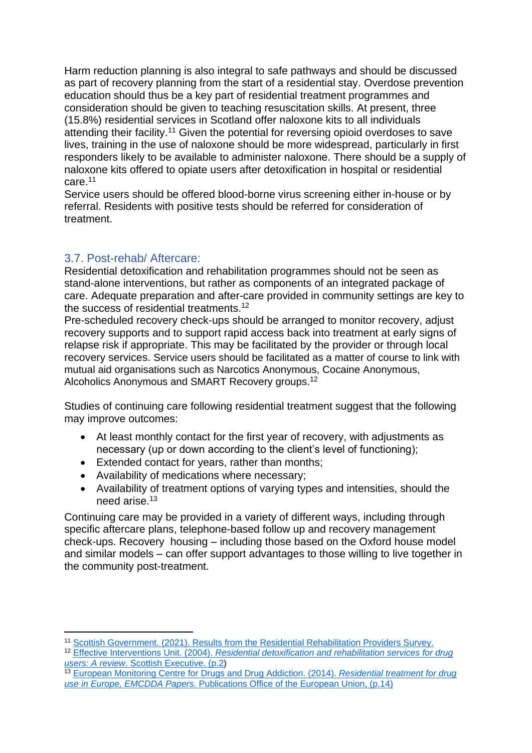Harm reduction planning is also integral to safe pathways and should be discussed as part of recovery planning from the start of a residential stay. Overdose prevention education should thus be a key part of residential treatment programmes and consideration should be given to teaching resuscitation skills. At present, three (15.8%) residential services in Scotland offer naloxone kits to all individuals attending their facility.[11] Given the potential for reversing opioid overdoses to save lives, training in the use of naloxone should be more widespread, particularly in first responders likely to be available to administer naloxone. There should be a supply of naloxone kits offered to opiate users after detoxification in hospital or residential care.[11]

Service users should be offered blood-borne virus screening either in-house or by referral. Residents with positive tests should be referred for consideration of treatment.

### 3.7. Post-rehab/ Aftercare:

Residential detoxification and rehabilitation programmes should not be seen as stand-alone interventions, but rather as components of an integrated package of care. Adequate preparation and after-care provided in community settings are key to the success of residential treatments.[12]

Pre-scheduled recovery check-ups should be arranged to monitor recovery, adjust recovery supports and to support rapid access back into treatment at early signs of relapse risk if appropriate. This may be facilitated by the provider or through local recovery services. Service users should be facilitated as a matter of course to link with mutual aid organisations such as Narcotics Anonymous, Cocaine Anonymous, Alcoholics Anonymous and SMART Recovery groups.[12]

Studies of continuing care following residential treatment suggest that the following may improve outcomes:

- At least monthly contact for the first year of recovery, with adjustments as necessary (up or down according to the client's level of functioning);
- Extended contact for years, rather than months;
- Availability of medications where necessary;
- Availability of treatment options of varying types and intensities, should the need arise.[13]

Continuing care may be provided in a variety of different ways, including through specific aftercare plans, telephone-based follow up and recovery management check-ups. Recovery housing – including those based on the Oxford house model and similar models – can offer support advantages to those willing to live together in the community post-treatment.

---

[11] Scottish Government. (2021). Results from the Residential Rehabilitation Providers Survey.

[12] Effective Interventions Unit. (2004). *Residential detoxification and rehabilitation services for drug users: A review*. Scottish Executive. (p.2)

[13] European Monitoring Centre for Drugs and Drug Addiction. (2014). *Residential treatment for drug use in Europe, EMCDDA Papers.* Publications Office of the European Union, (p.14)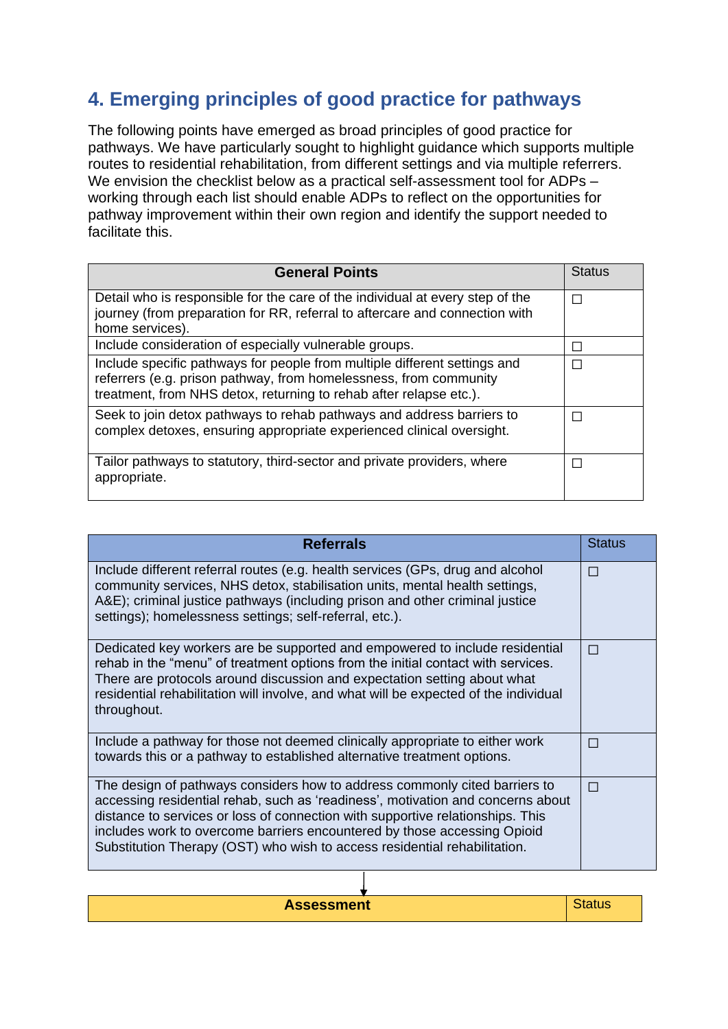## 4. Emerging principles of good practice for pathways

The following points have emerged as broad principles of good practice for pathways. We have particularly sought to highlight guidance which supports multiple routes to residential rehabilitation, from different settings and via multiple referrers. We envision the checklist below as a practical self-assessment tool for ADPs – working through each list should enable ADPs to reflect on the opportunities for pathway improvement within their own region and identify the support needed to facilitate this.

| General Points | Status |
| --- | --- |
| Detail who is responsible for the care of the individual at every step of the journey (from preparation for RR, referral to aftercare and connection with home services). | ☐ |
| Include consideration of especially vulnerable groups. | ☐ |
| Include specific pathways for people from multiple different settings and referrers (e.g. prison pathway, from homelessness, from community treatment, from NHS detox, returning to rehab after relapse etc.). | ☐ |
| Seek to join detox pathways to rehab pathways and address barriers to complex detoxes, ensuring appropriate experienced clinical oversight. | ☐ |
| Tailor pathways to statutory, third-sector and private providers, where appropriate. | ☐ |

| Referrals | Status |
| --- | --- |
| Include different referral routes (e.g. health services (GPs, drug and alcohol community services, NHS detox, stabilisation units, mental health settings, A&E); criminal justice pathways (including prison and other criminal justice settings); homelessness settings; self-referral, etc.). | ☐ |
| Dedicated key workers are be supported and empowered to include residential rehab in the "menu" of treatment options from the initial contact with services. There are protocols around discussion and expectation setting about what residential rehabilitation will involve, and what will be expected of the individual throughout. | ☐ |
| Include a pathway for those not deemed clinically appropriate to either work towards this or a pathway to established alternative treatment options. | ☐ |
| The design of pathways considers how to address commonly cited barriers to accessing residential rehab, such as 'readiness', motivation and concerns about distance to services or loss of connection with supportive relationships. This includes work to overcome barriers encountered by those accessing Opioid Substitution Therapy (OST) who wish to access residential rehabilitation. | ☐ |

| Assessment | Status |
| --- | --- |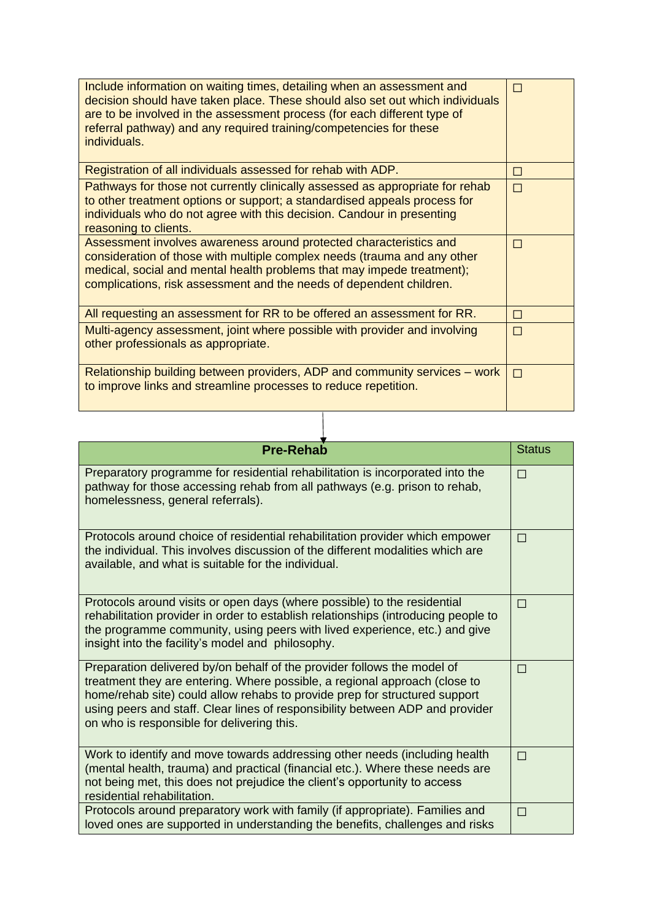| | |
|---|---|
| Include information on waiting times, detailing when an assessment and decision should have taken place. These should also set out which individuals are to be involved in the assessment process (for each different type of referral pathway) and any required training/competencies for these individuals. | ☐ |
| Registration of all individuals assessed for rehab with ADP. | ☐ |
| Pathways for those not currently clinically assessed as appropriate for rehab to other treatment options or support; a standardised appeals process for individuals who do not agree with this decision. Candour in presenting reasoning to clients. | ☐ |
| Assessment involves awareness around protected characteristics and consideration of those with multiple complex needs (trauma and any other medical, social and mental health problems that may impede treatment); complications, risk assessment and the needs of dependent children. | ☐ |
| All requesting an assessment for RR to be offered an assessment for RR. | ☐ |
| Multi-agency assessment, joint where possible with provider and involving other professionals as appropriate. | ☐ |
| Relationship building between providers, ADP and community services – work to improve links and streamline processes to reduce repetition. | ☐ |

| **Pre-Rehab** | Status |
|---|---|
| Preparatory programme for residential rehabilitation is incorporated into the pathway for those accessing rehab from all pathways (e.g. prison to rehab, homelessness, general referrals). | ☐ |
| Protocols around choice of residential rehabilitation provider which empower the individual. This involves discussion of the different modalities which are available, and what is suitable for the individual. | ☐ |
| Protocols around visits or open days (where possible) to the residential rehabilitation provider in order to establish relationships (introducing people to the programme community, using peers with lived experience, etc.) and give insight into the facility's model and philosophy. | ☐ |
| Preparation delivered by/on behalf of the provider follows the model of treatment they are entering. Where possible, a regional approach (close to home/rehab site) could allow rehabs to provide prep for structured support using peers and staff. Clear lines of responsibility between ADP and provider on who is responsible for delivering this. | ☐ |
| Work to identify and move towards addressing other needs (including health (mental health, trauma) and practical (financial etc.). Where these needs are not being met, this does not prejudice the client's opportunity to access residential rehabilitation. | ☐ |
| Protocols around preparatory work with family (if appropriate). Families and loved ones are supported in understanding the benefits, challenges and risks | ☐ |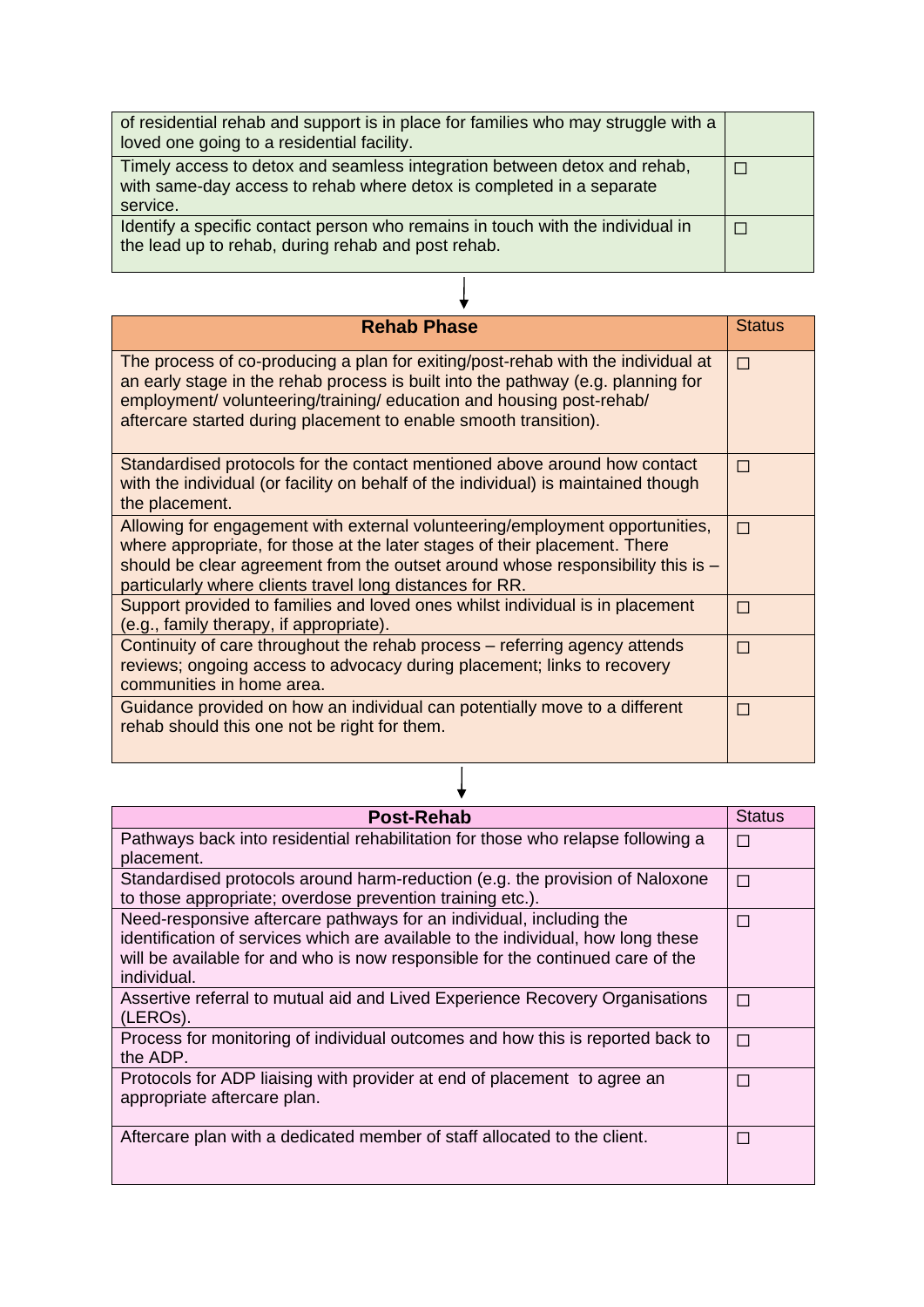| | |
|---|---|
| of residential rehab and support is in place for families who may struggle with a loved one going to a residential facility. | |
| Timely access to detox and seamless integration between detox and rehab, with same-day access to rehab where detox is completed in a separate service. | ☐ |
| Identify a specific contact person who remains in touch with the individual in the lead up to rehab, during rehab and post rehab. | ☐ |

↓

| **Rehab Phase** | Status |
|---|---|
| The process of co-producing a plan for exiting/post-rehab with the individual at an early stage in the rehab process is built into the pathway (e.g. planning for employment/ volunteering/training/ education and housing post-rehab/ aftercare started during placement to enable smooth transition). | ☐ |
| Standardised protocols for the contact mentioned above around how contact with the individual (or facility on behalf of the individual) is maintained though the placement. | ☐ |
| Allowing for engagement with external volunteering/employment opportunities, where appropriate, for those at the later stages of their placement. There should be clear agreement from the outset around whose responsibility this is – particularly where clients travel long distances for RR. | ☐ |
| Support provided to families and loved ones whilst individual is in placement (e.g., family therapy, if appropriate). | ☐ |
| Continuity of care throughout the rehab process – referring agency attends reviews; ongoing access to advocacy during placement; links to recovery communities in home area. | ☐ |
| Guidance provided on how an individual can potentially move to a different rehab should this one not be right for them. | ☐ |

↓

| **Post-Rehab** | Status |
|---|---|
| Pathways back into residential rehabilitation for those who relapse following a placement. | ☐ |
| Standardised protocols around harm-reduction (e.g. the provision of Naloxone to those appropriate; overdose prevention training etc.). | ☐ |
| Need-responsive aftercare pathways for an individual, including the identification of services which are available to the individual, how long these will be available for and who is now responsible for the continued care of the individual. | ☐ |
| Assertive referral to mutual aid and Lived Experience Recovery Organisations (LEROs). | ☐ |
| Process for monitoring of individual outcomes and how this is reported back to the ADP. | ☐ |
| Protocols for ADP liaising with provider at end of placement to agree an appropriate aftercare plan. | ☐ |
| Aftercare plan with a dedicated member of staff allocated to the client. | ☐ |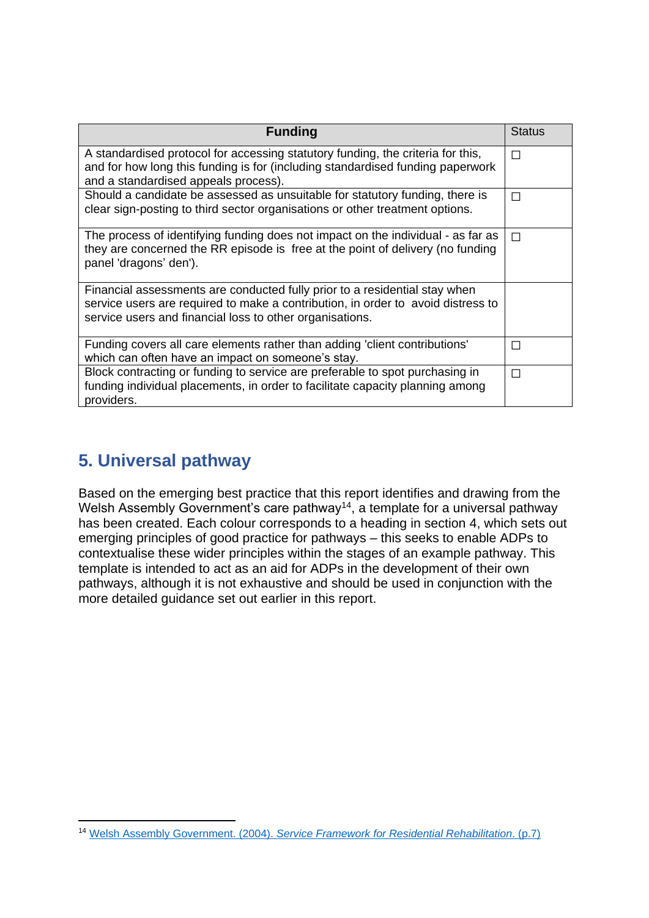| **Funding** | Status |
|---|---|
| A standardised protocol for accessing statutory funding, the criteria for this, and for how long this funding is for (including standardised funding paperwork and a standardised appeals process). | ☐ |
| Should a candidate be assessed as unsuitable for statutory funding, there is clear sign-posting to third sector organisations or other treatment options. | ☐ |
| The process of identifying funding does not impact on the individual - as far as they are concerned the RR episode is free at the point of delivery (no funding panel 'dragons' den'). | ☐ |
| Financial assessments are conducted fully prior to a residential stay when service users are required to make a contribution, in order to avoid distress to service users and financial loss to other organisations. | |
| Funding covers all care elements rather than adding 'client contributions' which can often have an impact on someone's stay. | ☐ |
| Block contracting or funding to service are preferable to spot purchasing in funding individual placements, in order to facilitate capacity planning among providers. | ☐ |

## 5. Universal pathway

Based on the emerging best practice that this report identifies and drawing from the Welsh Assembly Government's care pathway[14], a template for a universal pathway has been created. Each colour corresponds to a heading in section 4, which sets out emerging principles of good practice for pathways – this seeks to enable ADPs to contextualise these wider principles within the stages of an example pathway. This template is intended to act as an aid for ADPs in the development of their own pathways, although it is not exhaustive and should be used in conjunction with the more detailed guidance set out earlier in this report.

[14] Welsh Assembly Government. (2004). *Service Framework for Residential Rehabilitation*. (p.7)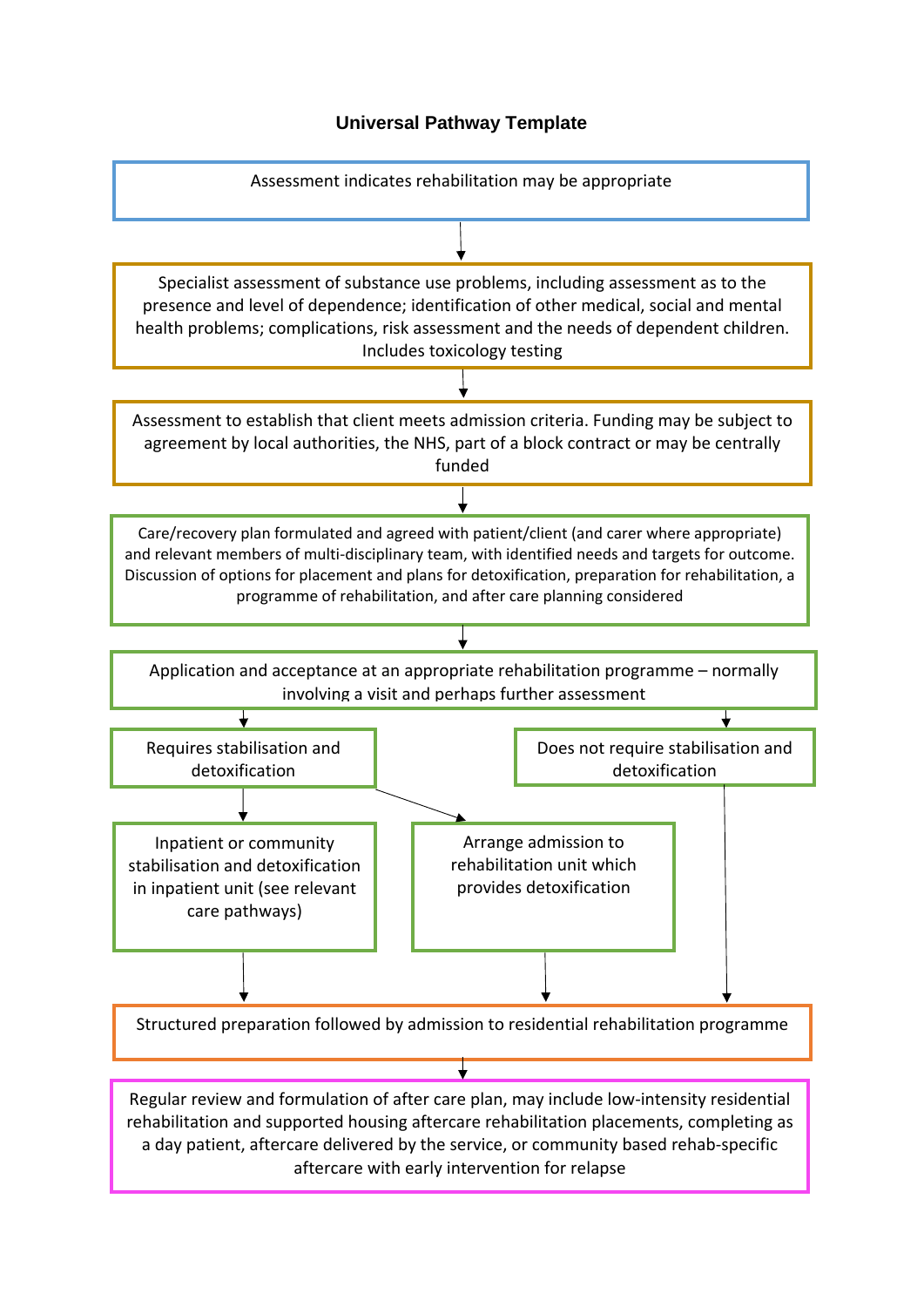## Universal Pathway Template

Assessment indicates rehabilitation may be appropriate

↓

Specialist assessment of substance use problems, including assessment as to the presence and level of dependence; identification of other medical, social and mental health problems; complications, risk assessment and the needs of dependent children. Includes toxicology testing

↓

Assessment to establish that client meets admission criteria. Funding may be subject to agreement by local authorities, the NHS, part of a block contract or may be centrally funded

↓

Care/recovery plan formulated and agreed with patient/client (and carer where appropriate) and relevant members of multi-disciplinary team, with identified needs and targets for outcome. Discussion of options for placement and plans for detoxification, preparation for rehabilitation, a programme of rehabilitation, and after care planning considered

↓

Application and acceptance at an appropriate rehabilitation programme – normally involving a visit and perhaps further assessment

↓

- Requires stabilisation and detoxification
  - → Inpatient or community stabilisation and detoxification in inpatient unit (see relevant care pathways)
  - → Arrange admission to rehabilitation unit which provides detoxification
- Does not require stabilisation and detoxification

↓

Structured preparation followed by admission to residential rehabilitation programme

↓

Regular review and formulation of after care plan, may include low-intensity residential rehabilitation and supported housing aftercare rehabilitation placements, completing as a day patient, aftercare delivered by the service, or community based rehab-specific aftercare with early intervention for relapse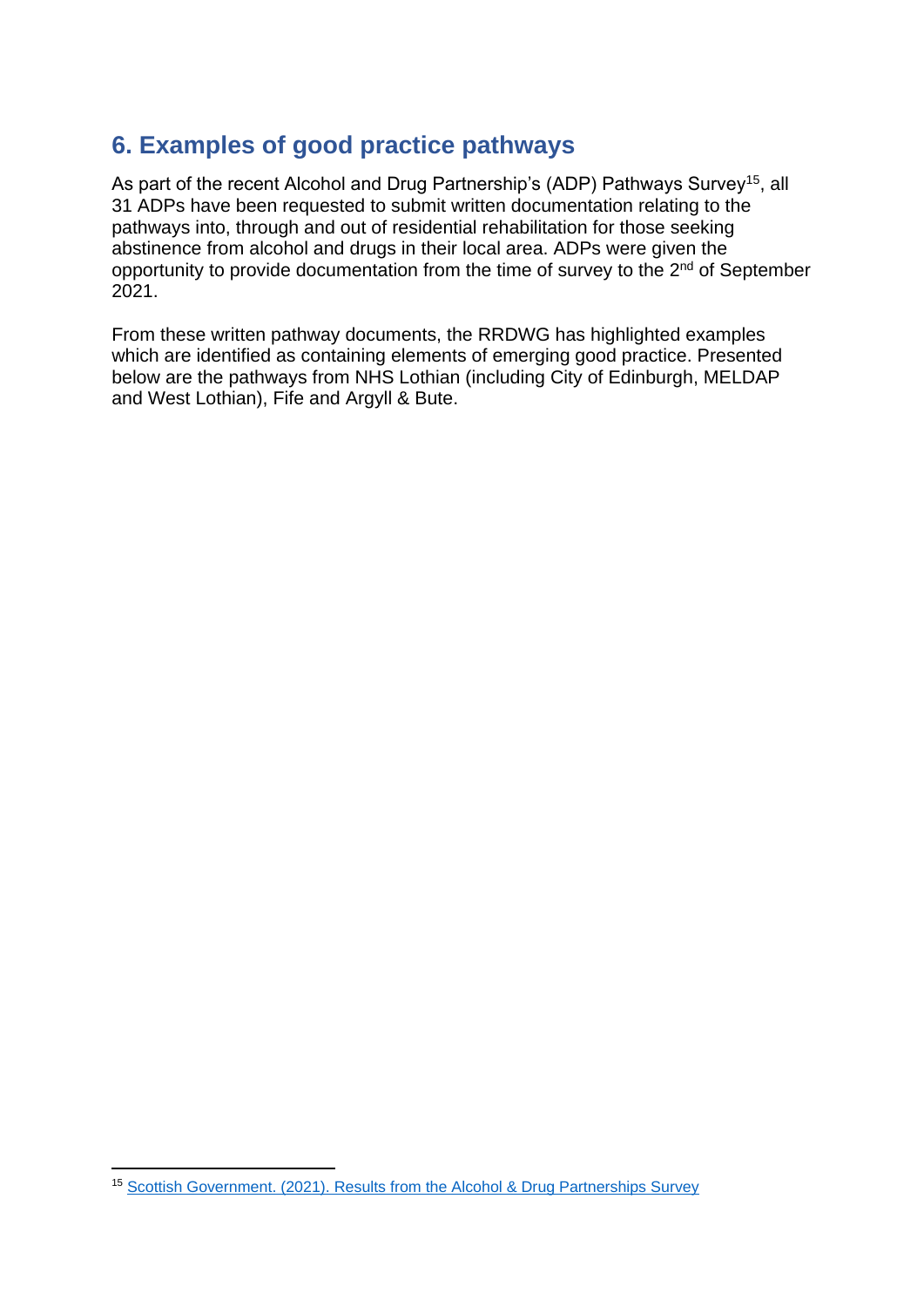## 6. Examples of good practice pathways

As part of the recent Alcohol and Drug Partnership's (ADP) Pathways Survey[15], all 31 ADPs have been requested to submit written documentation relating to the pathways into, through and out of residential rehabilitation for those seeking abstinence from alcohol and drugs in their local area. ADPs were given the opportunity to provide documentation from the time of survey to the 2nd of September 2021.

From these written pathway documents, the RRDWG has highlighted examples which are identified as containing elements of emerging good practice. Presented below are the pathways from NHS Lothian (including City of Edinburgh, MELDAP and West Lothian), Fife and Argyll & Bute.

---

[15] [Scottish Government. (2021). Results from the Alcohol & Drug Partnerships Survey]()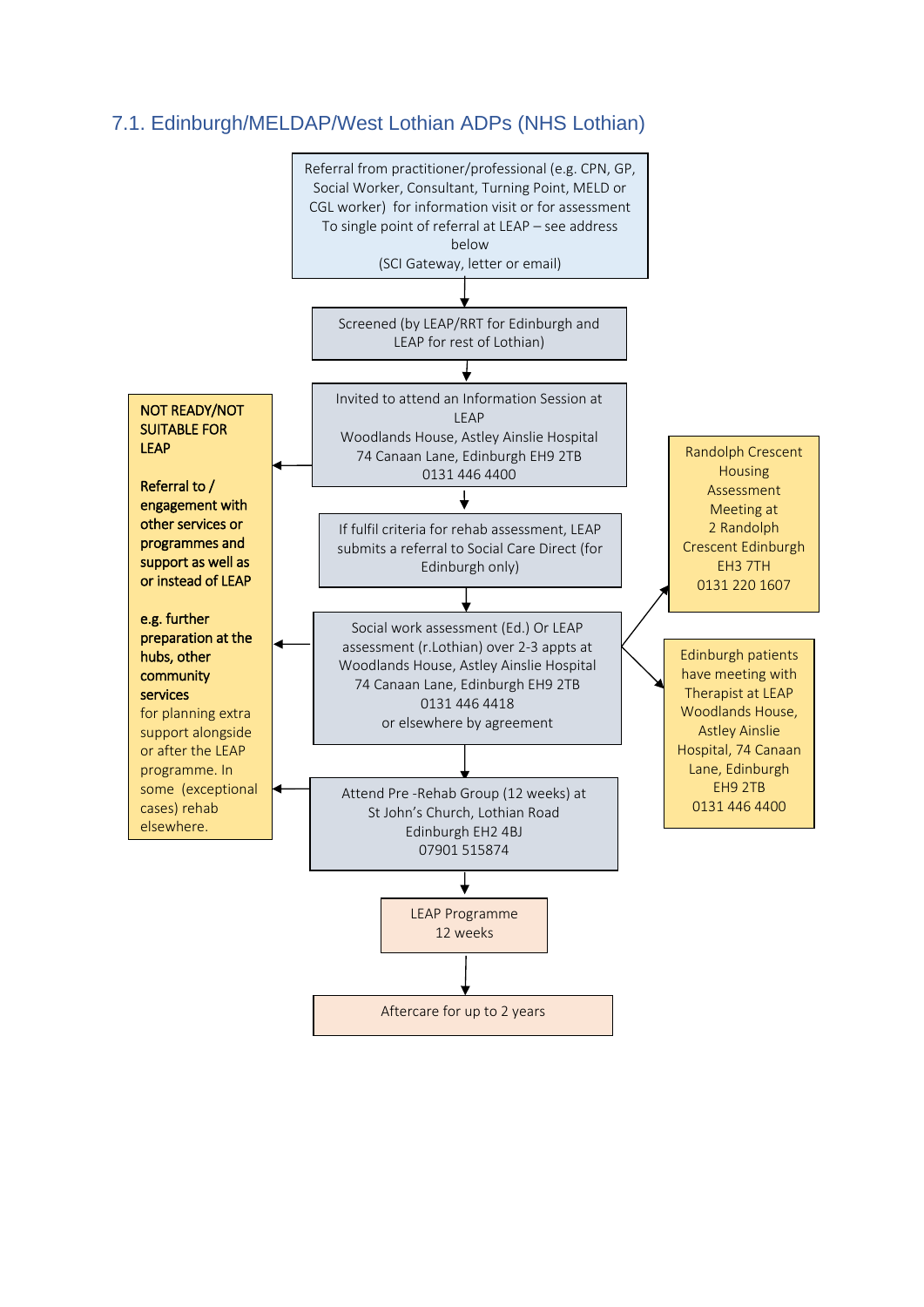## 7.1. Edinburgh/MELDAP/West Lothian ADPs (NHS Lothian)

Referral from practitioner/professional (e.g. CPN, GP, Social Worker, Consultant, Turning Point, MELD or CGL worker) for information visit or for assessment
To single point of referral at LEAP – see address below
(SCI Gateway, letter or email)

↓

Screened (by LEAP/RRT for Edinburgh and LEAP for rest of Lothian)

↓

Invited to attend an Information Session at LEAP
Woodlands House, Astley Ainslie Hospital
74 Canaan Lane, Edinburgh EH9 2TB
0131 446 4400

↓

If fulfil criteria for rehab assessment, LEAP submits a referral to Social Care Direct (for Edinburgh only)

↓

Social work assessment (Ed.) Or LEAP assessment (r.Lothian) over 2-3 appts at
Woodlands House, Astley Ainslie Hospital
74 Canaan Lane, Edinburgh EH9 2TB
0131 446 4418
or elsewhere by agreement

→ Randolph Crescent Housing Assessment Meeting at 2 Randolph Crescent Edinburgh EH3 7TH 0131 220 1607

→ Edinburgh patients have meeting with Therapist at LEAP Woodlands House, Astley Ainslie Hospital, 74 Canaan Lane, Edinburgh EH9 2TB 0131 446 4400

↓

Attend Pre -Rehab Group (12 weeks) at
St John's Church, Lothian Road
Edinburgh EH2 4BJ
07901 515874

↓

LEAP Programme
12 weeks

↓

Aftercare for up to 2 years

---

(From Information Session, Social work assessment and Pre-Rehab Group stages:)

**NOT READY/NOT SUITABLE FOR LEAP**

**Referral to / engagement with other services or programmes and support as well as or instead of LEAP**

**e.g. further preparation at the hubs, other community services** for planning extra support alongside or after the LEAP programme. In some (exceptional cases) rehab elsewhere.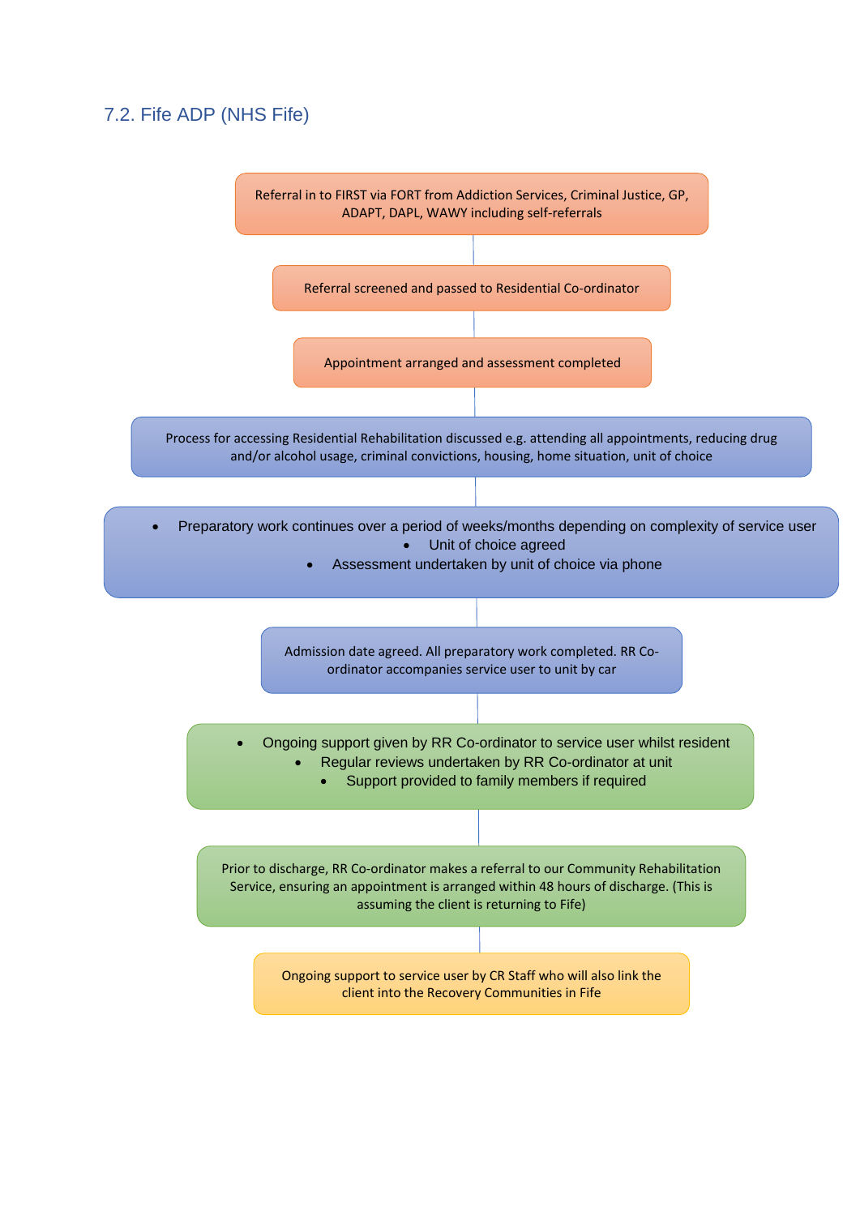## 7.2. Fife ADP (NHS Fife)

Referral in to FIRST via FORT from Addiction Services, Criminal Justice, GP, ADAPT, DAPL, WAWY including self-referrals

↓

Referral screened and passed to Residential Co-ordinator

↓

Appointment arranged and assessment completed

↓

Process for accessing Residential Rehabilitation discussed e.g. attending all appointments, reducing drug and/or alcohol usage, criminal convictions, housing, home situation, unit of choice

↓

- Preparatory work continues over a period of weeks/months depending on complexity of service user
- Unit of choice agreed
- Assessment undertaken by unit of choice via phone

↓

Admission date agreed. All preparatory work completed. RR Co-ordinator accompanies service user to unit by car

↓

- Ongoing support given by RR Co-ordinator to service user whilst resident
- Regular reviews undertaken by RR Co-ordinator at unit
- Support provided to family members if required

↓

Prior to discharge, RR Co-ordinator makes a referral to our Community Rehabilitation Service, ensuring an appointment is arranged within 48 hours of discharge. (This is assuming the client is returning to Fife)

↓

Ongoing support to service user by CR Staff who will also link the client into the Recovery Communities in Fife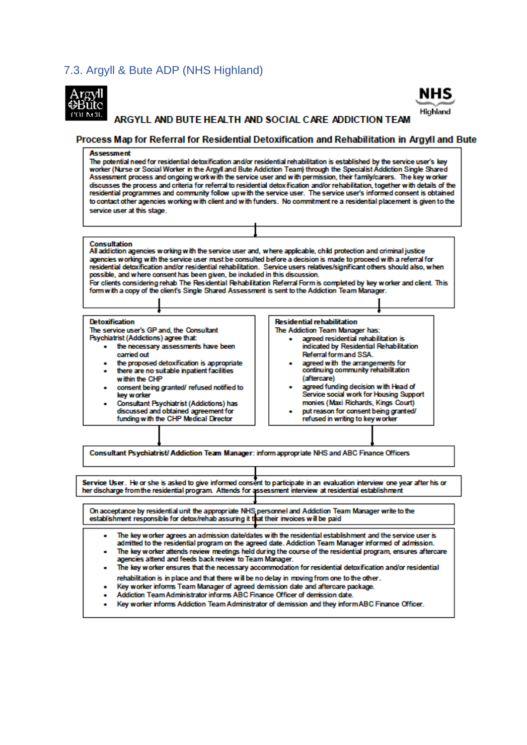## 7.3. Argyll & Bute ADP (NHS Highland)

ARGYLL AND BUTE HEALTH AND SOCIAL CARE ADDICTION TEAM

NHS Highland

### Process Map for Referral for Residential Detoxification and Rehabilitation in Argyll and Bute

**Assessment**
The potential need for residential detoxification and/or residential rehabilitation is established by the service user's key worker (Nurse or Social Worker in the Argyll and Bute Addiction Team) through the Specialist Addiction Single Shared Assessment process and ongoing work with the service user and with permission, their family/carers. The key worker discusses the process and criteria for referral to residential detoxification and/or rehabilitation, together with details of the residential programmes and community follow up with the service user. The service user's informed consent is obtained to contact other agencies working with client and with funders. No commitment re a residential placement is given to the service user at this stage.

**Consultation**
All addiction agencies working with the service user and, where applicable, child protection and criminal justice agencies working with the service user must be consulted before a decision is made to proceed with a referral for residential detoxification and/or residential rehabilitation. Service users relatives/significant others should also, when possible, and where consent has been given, be included in this discussion.
For clients considering rehab The Residential Rehabilitation Referral Form is completed by key worker and client. This form with a copy of the client's Single Shared Assessment is sent to the Addiction Team Manager.

**Detoxification**
The service user's GP and, the Consultant Psychiatrist (Addictions) agree that:

- the necessary assessments have been carried out
- the proposed detoxification is appropriate
- there are no suitable inpatient facilities within the CHP
- consent being granted/ refused notified to key worker
- Consultant Psychiatrist (Addictions) has discussed and obtained agreement for funding with the CHP Medical Director

**Residential rehabilitation**
The Addiction Team Manager has:

- agreed residential rehabilitation is indicated by Residential Rehabilitation Referral form and SSA.
- agreed with the arrangements for continuing community rehabilitation (aftercare)
- agreed funding decision with Head of Service social work for Housing Support monies (Maxi Richards, Kings Court)
- put reason for consent being granted/ refused in writing to key worker

**Consultant Psychiatrist/ Addiction Team Manager**: inform appropriate NHS and ABC Finance Officers

**Service User**. He or she is asked to give informed consent to participate in an evaluation interview one year after his or her discharge from the residential program. Attends for assessment interview at residential establishment

On acceptance by residential unit the appropriate NHS personnel and Addiction Team Manager write to the establishment responsible for detox/rehab assuring it that their invoices will be paid

- The key worker agrees an admission date/dates with the residential establishment and the service user is admitted to the residential program on the agreed date. Addiction Team Manager informed of admission.
- The key worker attends review meetings held during the course of the residential program, ensures aftercare agencies attend and feeds back review to Team Manager.
- The key worker ensures that the necessary accommodation for residential detoxification and/or residential rehabilitation is in place and that there will be no delay in moving from one to the other.
- Key worker informs Team Manager of agreed demission date and aftercare package.
- Addiction Team Administrator informs ABC Finance Officer of demission date.
- Key worker informs Addiction Team Administrator of demission and they inform ABC Finance Officer.